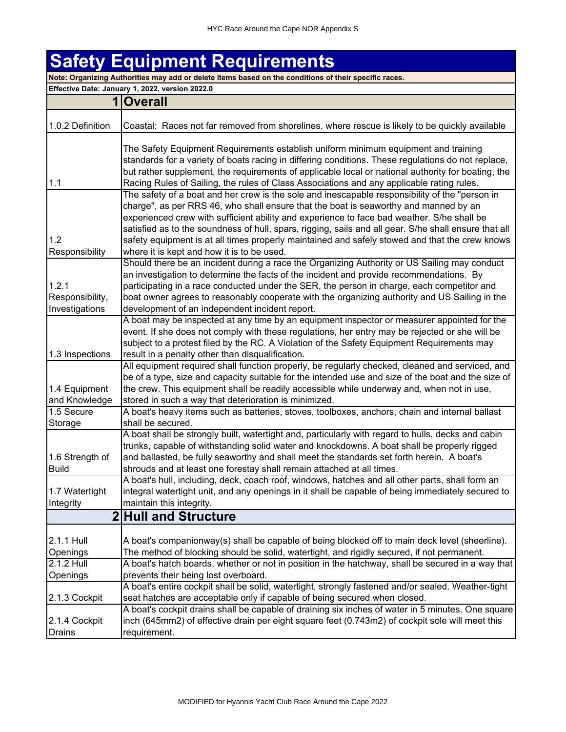# Safety Equipment Requirements

**Note: Organizing Authorities may add or delete items based on the conditions of their specific races.**

**Effective Date: January 1, 2022, version 2022.0**

| | |
|---|---|
| **1** | **Overall** |
| 1.0.2 Definition | Coastal: Races not far removed from shorelines, where rescue is likely to be quickly available |
| 1.1 | The Safety Equipment Requirements establish uniform minimum equipment and training standards for a variety of boats racing in differing conditions. These regulations do not replace, but rather supplement, the requirements of applicable local or national authority for boating, the Racing Rules of Sailing, the rules of Class Associations and any applicable rating rules. |
| 1.2 Responsibility | The safety of a boat and her crew is the sole and inescapable responsibility of the "person in charge", as per RRS 46, who shall ensure that the boat is seaworthy and manned by an experienced crew with sufficient ability and experience to face bad weather. S/he shall be satisfied as to the soundness of hull, spars, rigging, sails and all gear. S/he shall ensure that all safety equipment is at all times properly maintained and safely stowed and that the crew knows where it is kept and how it is to be used. |
| 1.2.1 Responsibility, Investigations | Should there be an incident during a race the Organizing Authority or US Sailing may conduct an investigation to determine the facts of the incident and provide recommendations. By participating in a race conducted under the SER, the person in charge, each competitor and boat owner agrees to reasonably cooperate with the organizing authority and US Sailing in the development of an independent incident report. |
| 1.3 Inspections | A boat may be inspected at any time by an equipment inspector or measurer appointed for the event. If she does not comply with these regulations, her entry may be rejected or she will be subject to a protest filed by the RC. A Violation of the Safety Equipment Requirements may result in a penalty other than disqualification. |
| 1.4 Equipment and Knowledge | All equipment required shall function properly, be regularly checked, cleaned and serviced, and be of a type, size and capacity suitable for the intended use and size of the boat and the size of the crew. This equipment shall be readily accessible while underway and, when not in use, stored in such a way that deterioration is minimized. |
| 1.5 Secure Storage | A boat's heavy items such as batteries, stoves, toolboxes, anchors, chain and internal ballast shall be secured. |
| 1.6 Strength of Build | A boat shall be strongly built, watertight and, particularly with regard to hulls, decks and cabin trunks, capable of withstanding solid water and knockdowns. A boat shall be properly rigged and ballasted, be fully seaworthy and shall meet the standards set forth herein. A boat's shrouds and at least one forestay shall remain attached at all times. |
| 1.7 Watertight Integrity | A boat's hull, including, deck, coach roof, windows, hatches and all other parts, shall form an integral watertight unit, and any openings in it shall be capable of being immediately secured to maintain this integrity. |
| **2** | **Hull and Structure** |
| 2.1.1 Hull Openings | A boat's companionway(s) shall be capable of being blocked off to main deck level (sheerline). The method of blocking should be solid, watertight, and rigidly secured, if not permanent. |
| 2.1.2 Hull Openings | A boat's hatch boards, whether or not in position in the hatchway, shall be secured in a way that prevents their being lost overboard. |
| 2.1.3 Cockpit | A boat's entire cockpit shall be solid, watertight, strongly fastened and/or sealed. Weather-tight seat hatches are acceptable only if capable of being secured when closed. |
| 2.1.4 Cockpit Drains | A boat's cockpit drains shall be capable of draining six inches of water in 5 minutes. One square inch (645mm2) of effective drain per eight square feet (0.743m2) of cockpit sole will meet this requirement. |

MODIFIED for Hyannis Yacht Club Race Around the Cape 2022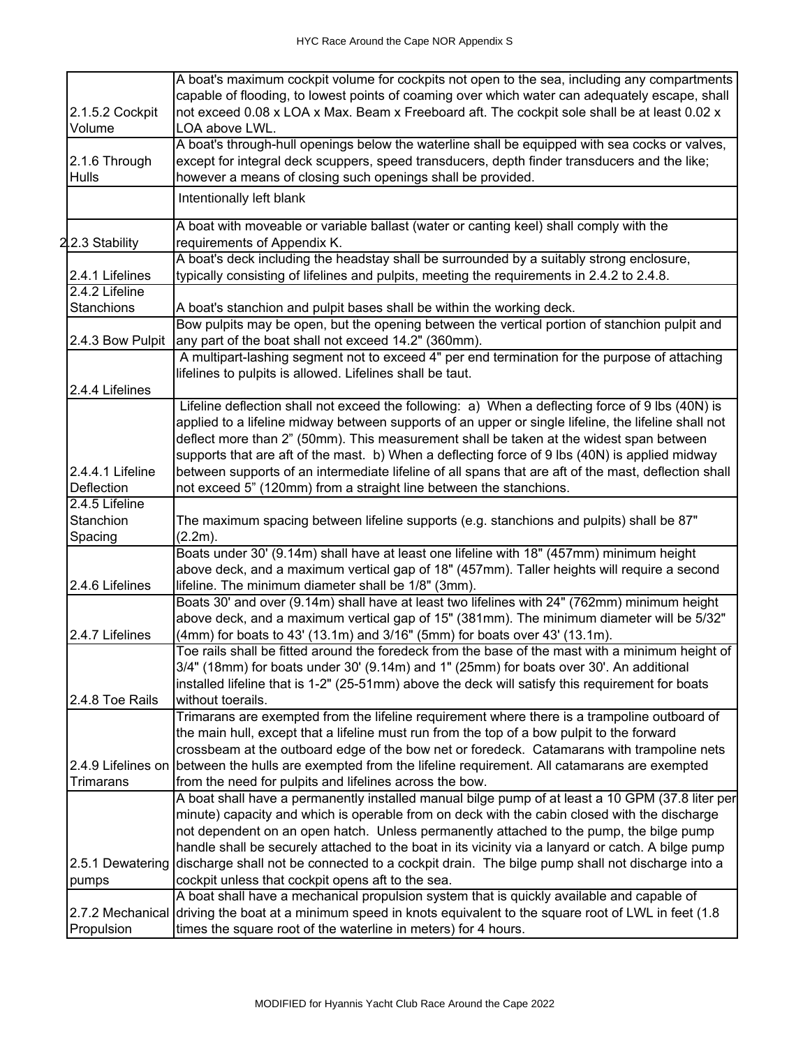| | |
|---|---|
| 2.1.5.2 Cockpit Volume | A boat's maximum cockpit volume for cockpits not open to the sea, including any compartments capable of flooding, to lowest points of coaming over which water can adequately escape, shall not exceed 0.08 x LOA x Max. Beam x Freeboard aft. The cockpit sole shall be at least 0.02 x LOA above LWL. |
| 2.1.6 Through Hulls | A boat's through-hull openings below the waterline shall be equipped with sea cocks or valves, except for integral deck scuppers, speed transducers, depth finder transducers and the like; however a means of closing such openings shall be provided. |
| | Intentionally left blank |
| 2.2.3 Stability | A boat with moveable or variable ballast (water or canting keel) shall comply with the requirements of Appendix K. |
| 2.4.1 Lifelines | A boat's deck including the headstay shall be surrounded by a suitably strong enclosure, typically consisting of lifelines and pulpits, meeting the requirements in 2.4.2 to 2.4.8. |
| 2.4.2 Lifeline Stanchions | A boat's stanchion and pulpit bases shall be within the working deck. |
| 2.4.3 Bow Pulpit | Bow pulpits may be open, but the opening between the vertical portion of stanchion pulpit and any part of the boat shall not exceed 14.2" (360mm). |
| 2.4.4 Lifelines | A multipart-lashing segment not to exceed 4" per end termination for the purpose of attaching lifelines to pulpits is allowed. Lifelines shall be taut. |
| 2.4.4.1 Lifeline Deflection | Lifeline deflection shall not exceed the following: a) When a deflecting force of 9 lbs (40N) is applied to a lifeline midway between supports of an upper or single lifeline, the lifeline shall not deflect more than 2" (50mm). This measurement shall be taken at the widest span between supports that are aft of the mast. b) When a deflecting force of 9 lbs (40N) is applied midway between supports of an intermediate lifeline of all spans that are aft of the mast, deflection shall not exceed 5" (120mm) from a straight line between the stanchions. |
| 2.4.5 Lifeline Stanchion Spacing | The maximum spacing between lifeline supports (e.g. stanchions and pulpits) shall be 87" (2.2m). |
| 2.4.6 Lifelines | Boats under 30' (9.14m) shall have at least one lifeline with 18" (457mm) minimum height above deck, and a maximum vertical gap of 18" (457mm). Taller heights will require a second lifeline. The minimum diameter shall be 1/8" (3mm). |
| 2.4.7 Lifelines | Boats 30' and over (9.14m) shall have at least two lifelines with 24" (762mm) minimum height above deck, and a maximum vertical gap of 15" (381mm). The minimum diameter will be 5/32" (4mm) for boats to 43' (13.1m) and 3/16" (5mm) for boats over 43' (13.1m). |
| 2.4.8 Toe Rails | Toe rails shall be fitted around the foredeck from the base of the mast with a minimum height of 3/4" (18mm) for boats under 30' (9.14m) and 1" (25mm) for boats over 30'. An additional installed lifeline that is 1-2" (25-51mm) above the deck will satisfy this requirement for boats without toerails. |
| 2.4.9 Lifelines on Trimarans | Trimarans are exempted from the lifeline requirement where there is a trampoline outboard of the main hull, except that a lifeline must run from the top of a bow pulpit to the forward crossbeam at the outboard edge of the bow net or foredeck. Catamarans with trampoline nets between the hulls are exempted from the lifeline requirement. All catamarans are exempted from the need for pulpits and lifelines across the bow. |
| 2.5.1 Dewatering pumps | A boat shall have a permanently installed manual bilge pump of at least a 10 GPM (37.8 liter per minute) capacity and which is operable from on deck with the cabin closed with the discharge not dependent on an open hatch. Unless permanently attached to the pump, the bilge pump handle shall be securely attached to the boat in its vicinity via a lanyard or catch. A bilge pump discharge shall not be connected to a cockpit drain. The bilge pump shall not discharge into a cockpit unless that cockpit opens aft to the sea. |
| 2.7.2 Mechanical Propulsion | A boat shall have a mechanical propulsion system that is quickly available and capable of driving the boat at a minimum speed in knots equivalent to the square root of LWL in feet (1.8 times the square root of the waterline in meters) for 4 hours. |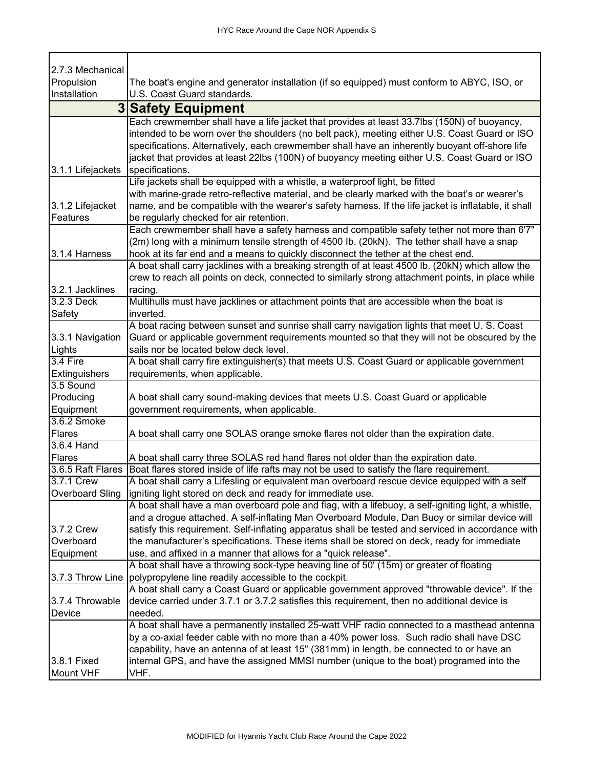| | |
|---|---|
| 2.7.3 Mechanical Propulsion Installation | The boat's engine and generator installation (if so equipped) must conform to ABYC, ISO, or U.S. Coast Guard standards. |
| **3** | **Safety Equipment** |
| 3.1.1 Lifejackets | Each crewmember shall have a life jacket that provides at least 33.7lbs (150N) of buoyancy, intended to be worn over the shoulders (no belt pack), meeting either U.S. Coast Guard or ISO specifications. Alternatively, each crewmember shall have an inherently buoyant off-shore life jacket that provides at least 22lbs (100N) of buoyancy meeting either U.S. Coast Guard or ISO specifications. |
| 3.1.2 Lifejacket Features | Life jackets shall be equipped with a whistle, a waterproof light, be fitted with marine-grade retro-reflective material, and be clearly marked with the boat's or wearer's name, and be compatible with the wearer's safety harness. If the life jacket is inflatable, it shall be regularly checked for air retention. |
| 3.1.4 Harness | Each crewmember shall have a safety harness and compatible safety tether not more than 6'7" (2m) long with a minimum tensile strength of 4500 lb. (20kN). The tether shall have a snap hook at its far end and a means to quickly disconnect the tether at the chest end. |
| 3.2.1 Jacklines | A boat shall carry jacklines with a breaking strength of at least 4500 lb. (20kN) which allow the crew to reach all points on deck, connected to similarly strong attachment points, in place while racing. |
| 3.2.3 Deck Safety | Multihulls must have jacklines or attachment points that are accessible when the boat is inverted. |
| 3.3.1 Navigation Lights | A boat racing between sunset and sunrise shall carry navigation lights that meet U. S. Coast Guard or applicable government requirements mounted so that they will not be obscured by the sails nor be located below deck level. |
| 3.4 Fire Extinguishers | A boat shall carry fire extinguisher(s) that meets U.S. Coast Guard or applicable government requirements, when applicable. |
| 3.5 Sound Producing Equipment | A boat shall carry sound-making devices that meets U.S. Coast Guard or applicable government requirements, when applicable. |
| 3.6.2 Smoke Flares | A boat shall carry one SOLAS orange smoke flares not older than the expiration date. |
| 3.6.4 Hand Flares | A boat shall carry three SOLAS red hand flares not older than the expiration date. |
| 3.6.5 Raft Flares | Boat flares stored inside of life rafts may not be used to satisfy the flare requirement. |
| 3.7.1 Crew Overboard Sling | A boat shall carry a Lifesling or equivalent man overboard rescue device equipped with a self igniting light stored on deck and ready for immediate use. |
| 3.7.2 Crew Overboard Equipment | A boat shall have a man overboard pole and flag, with a lifebuoy, a self-igniting light, a whistle, and a drogue attached. A self-inflating Man Overboard Module, Dan Buoy or similar device will satisfy this requirement. Self-inflating apparatus shall be tested and serviced in accordance with the manufacturer's specifications. These items shall be stored on deck, ready for immediate use, and affixed in a manner that allows for a "quick release". |
| 3.7.3 Throw Line | A boat shall have a throwing sock-type heaving line of 50' (15m) or greater of floating polypropylene line readily accessible to the cockpit. |
| 3.7.4 Throwable Device | A boat shall carry a Coast Guard or applicable government approved "throwable device". If the device carried under 3.7.1 or 3.7.2 satisfies this requirement, then no additional device is needed. |
| 3.8.1 Fixed Mount VHF | A boat shall have a permanently installed 25-watt VHF radio connected to a masthead antenna by a co-axial feeder cable with no more than a 40% power loss. Such radio shall have DSC capability, have an antenna of at least 15" (381mm) in length, be connected to or have an internal GPS, and have the assigned MMSI number (unique to the boat) programed into the VHF. |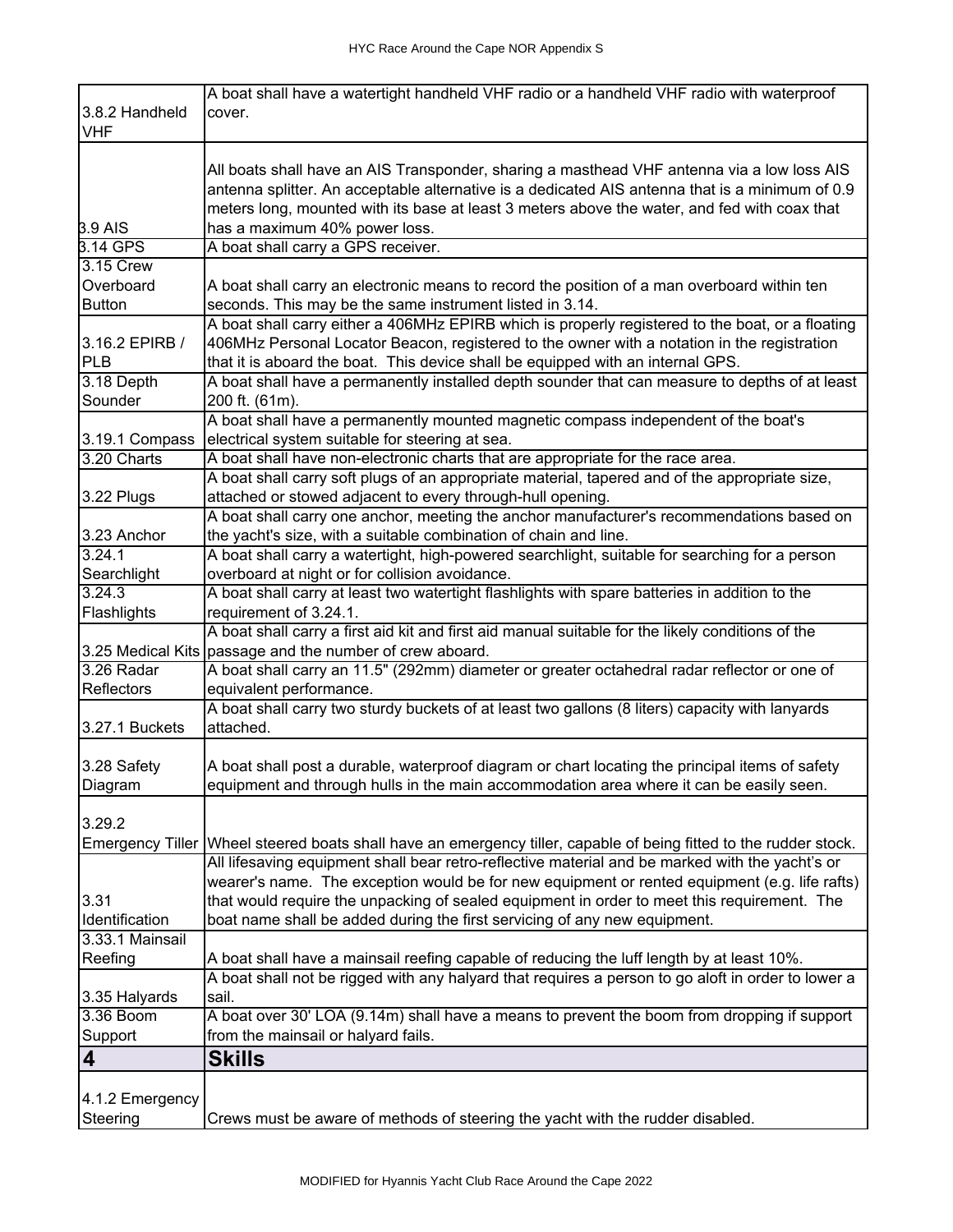| | |
|---|---|
| 3.8.2 Handheld VHF | A boat shall have a watertight handheld VHF radio or a handheld VHF radio with waterproof cover. |
| 3.9 AIS | All boats shall have an AIS Transponder, sharing a masthead VHF antenna via a low loss AIS antenna splitter. An acceptable alternative is a dedicated AIS antenna that is a minimum of 0.9 meters long, mounted with its base at least 3 meters above the water, and fed with coax that has a maximum 40% power loss. |
| 3.14 GPS | A boat shall carry a GPS receiver. |
| 3.15 Crew Overboard Button | A boat shall carry an electronic means to record the position of a man overboard within ten seconds. This may be the same instrument listed in 3.14. |
| 3.16.2 EPIRB / PLB | A boat shall carry either a 406MHz EPIRB which is properly registered to the boat, or a floating 406MHz Personal Locator Beacon, registered to the owner with a notation in the registration that it is aboard the boat. This device shall be equipped with an internal GPS. |
| 3.18 Depth Sounder | A boat shall have a permanently installed depth sounder that can measure to depths of at least 200 ft. (61m). |
| 3.19.1 Compass | A boat shall have a permanently mounted magnetic compass independent of the boat's electrical system suitable for steering at sea. |
| 3.20 Charts | A boat shall have non-electronic charts that are appropriate for the race area. |
| 3.22 Plugs | A boat shall carry soft plugs of an appropriate material, tapered and of the appropriate size, attached or stowed adjacent to every through-hull opening. |
| 3.23 Anchor | A boat shall carry one anchor, meeting the anchor manufacturer's recommendations based on the yacht's size, with a suitable combination of chain and line. |
| 3.24.1 Searchlight | A boat shall carry a watertight, high-powered searchlight, suitable for searching for a person overboard at night or for collision avoidance. |
| 3.24.3 Flashlights | A boat shall carry at least two watertight flashlights with spare batteries in addition to the requirement of 3.24.1. |
| 3.25 Medical Kits | A boat shall carry a first aid kit and first aid manual suitable for the likely conditions of the passage and the number of crew aboard. |
| 3.26 Radar Reflectors | A boat shall carry an 11.5" (292mm) diameter or greater octahedral radar reflector or one of equivalent performance. |
| 3.27.1 Buckets | A boat shall carry two sturdy buckets of at least two gallons (8 liters) capacity with lanyards attached. |
| 3.28 Safety Diagram | A boat shall post a durable, waterproof diagram or chart locating the principal items of safety equipment and through hulls in the main accommodation area where it can be easily seen. |
| 3.29.2 Emergency Tiller | Wheel steered boats shall have an emergency tiller, capable of being fitted to the rudder stock. |
| 3.31 Identification | All lifesaving equipment shall bear retro-reflective material and be marked with the yacht's or wearer's name. The exception would be for new equipment or rented equipment (e.g. life rafts) that would require the unpacking of sealed equipment in order to meet this requirement. The boat name shall be added during the first servicing of any new equipment. |
| 3.33.1 Mainsail Reefing | A boat shall have a mainsail reefing capable of reducing the luff length by at least 10%. |
| 3.35 Halyards | A boat shall not be rigged with any halyard that requires a person to go aloft in order to lower a sail. |
| 3.36 Boom Support | A boat over 30' LOA (9.14m) shall have a means to prevent the boom from dropping if support from the mainsail or halyard fails. |
| **4** | **Skills** |
| 4.1.2 Emergency Steering | Crews must be aware of methods of steering the yacht with the rudder disabled. |

MODIFIED for Hyannis Yacht Club Race Around the Cape 2022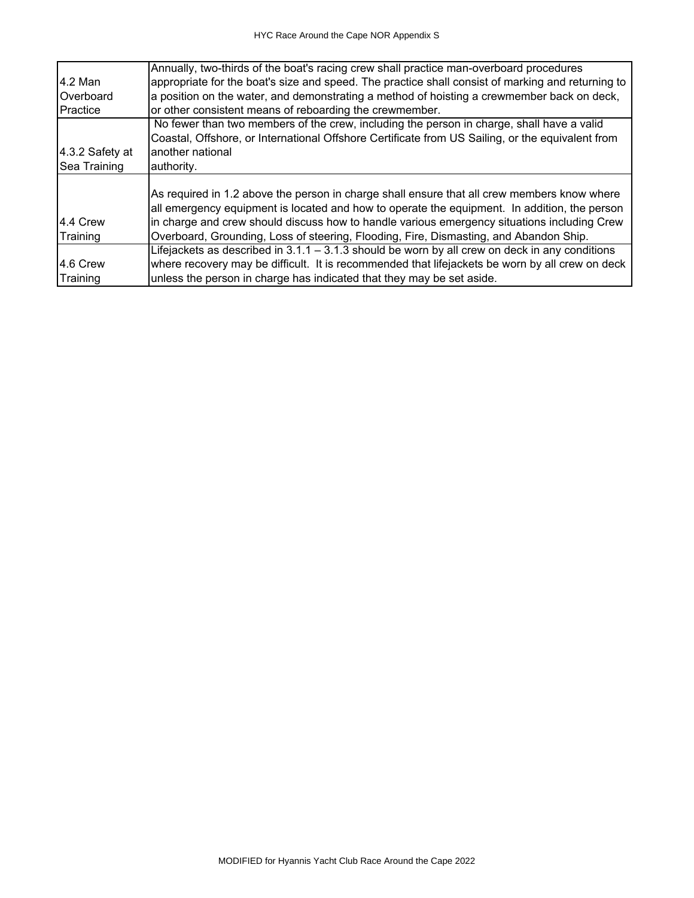| | |
|---|---|
| 4.2 Man Overboard Practice | Annually, two-thirds of the boat's racing crew shall practice man-overboard procedures appropriate for the boat's size and speed. The practice shall consist of marking and returning to a position on the water, and demonstrating a method of hoisting a crewmember back on deck, or other consistent means of reboarding the crewmember. |
| 4.3.2 Safety at Sea Training | No fewer than two members of the crew, including the person in charge, shall have a valid Coastal, Offshore, or International Offshore Certificate from US Sailing, or the equivalent from another national authority. |
| 4.4 Crew Training | As required in 1.2 above the person in charge shall ensure that all crew members know where all emergency equipment is located and how to operate the equipment. In addition, the person in charge and crew should discuss how to handle various emergency situations including Crew Overboard, Grounding, Loss of steering, Flooding, Fire, Dismasting, and Abandon Ship. |
| 4.6 Crew Training | Lifejackets as described in 3.1.1 – 3.1.3 should be worn by all crew on deck in any conditions where recovery may be difficult. It is recommended that lifejackets be worn by all crew on deck unless the person in charge has indicated that they may be set aside. |